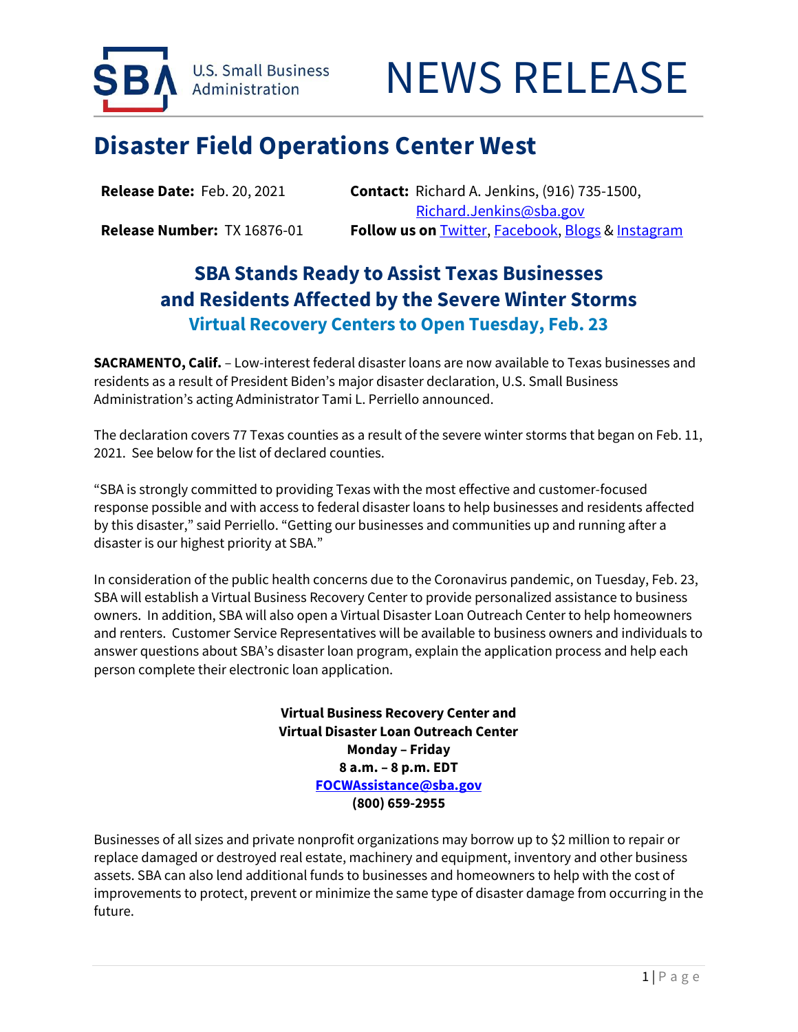U.S. Small Business Administration

# NEWS RELEASE

## Disaster Field Operations Center West

**Release Date:** Feb. 20, 2021

**Release Number:** TX 16876-01

**Contact:** Richard A. Jenkins, (916) 735-1500, Richard.Jenkins@sba.gov

**Follow us on** Twitter, Facebook, Blogs & Instagram

### SBA Stands Ready to Assist Texas Businesses and Residents Affected by the Severe Winter Storms

#### Virtual Recovery Centers to Open Tuesday, Feb. 23

**SACRAMENTO, Calif.** – Low-interest federal disaster loans are now available to Texas businesses and residents as a result of President Biden's major disaster declaration, U.S. Small Business Administration's acting Administrator Tami L. Perriello announced.

The declaration covers 77 Texas counties as a result of the severe winter storms that began on Feb. 11, 2021. See below for the list of declared counties.

"SBA is strongly committed to providing Texas with the most effective and customer-focused response possible and with access to federal disaster loans to help businesses and residents affected by this disaster," said Perriello. "Getting our businesses and communities up and running after a disaster is our highest priority at SBA."

In consideration of the public health concerns due to the Coronavirus pandemic, on Tuesday, Feb. 23, SBA will establish a Virtual Business Recovery Center to provide personalized assistance to business owners. In addition, SBA will also open a Virtual Disaster Loan Outreach Center to help homeowners and renters. Customer Service Representatives will be available to business owners and individuals to answer questions about SBA's disaster loan program, explain the application process and help each person complete their electronic loan application.

**Virtual Business Recovery Center and**
**Virtual Disaster Loan Outreach Center**
**Monday – Friday**
**8 a.m. – 8 p.m. EDT**
**FOCWAssistance@sba.gov**
**(800) 659-2955**

Businesses of all sizes and private nonprofit organizations may borrow up to $2 million to repair or replace damaged or destroyed real estate, machinery and equipment, inventory and other business assets. SBA can also lend additional funds to businesses and homeowners to help with the cost of improvements to protect, prevent or minimize the same type of disaster damage from occurring in the future.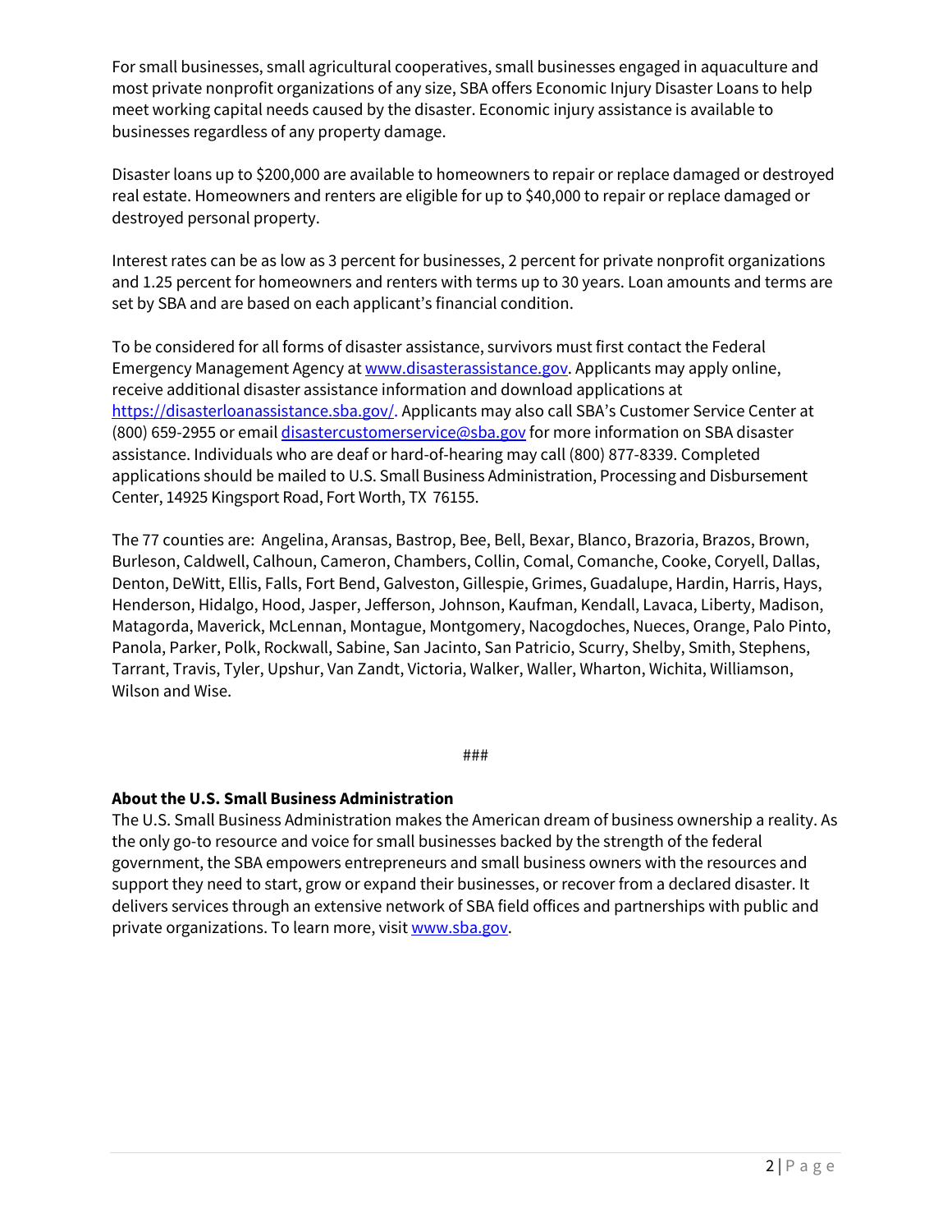For small businesses, small agricultural cooperatives, small businesses engaged in aquaculture and most private nonprofit organizations of any size, SBA offers Economic Injury Disaster Loans to help meet working capital needs caused by the disaster. Economic injury assistance is available to businesses regardless of any property damage.

Disaster loans up to $200,000 are available to homeowners to repair or replace damaged or destroyed real estate. Homeowners and renters are eligible for up to $40,000 to repair or replace damaged or destroyed personal property.

Interest rates can be as low as 3 percent for businesses, 2 percent for private nonprofit organizations and 1.25 percent for homeowners and renters with terms up to 30 years. Loan amounts and terms are set by SBA and are based on each applicant's financial condition.

To be considered for all forms of disaster assistance, survivors must first contact the Federal Emergency Management Agency at [www.disasterassistance.gov](www.disasterassistance.gov). Applicants may apply online, receive additional disaster assistance information and download applications at [https://disasterloanassistance.sba.gov/](https://disasterloanassistance.sba.gov/). Applicants may also call SBA's Customer Service Center at (800) 659-2955 or email [disastercustomerservice@sba.gov](mailto:disastercustomerservice@sba.gov) for more information on SBA disaster assistance. Individuals who are deaf or hard-of-hearing may call (800) 877-8339. Completed applications should be mailed to U.S. Small Business Administration, Processing and Disbursement Center, 14925 Kingsport Road, Fort Worth, TX 76155.

The 77 counties are: Angelina, Aransas, Bastrop, Bee, Bell, Bexar, Blanco, Brazoria, Brazos, Brown, Burleson, Caldwell, Calhoun, Cameron, Chambers, Collin, Comal, Comanche, Cooke, Coryell, Dallas, Denton, DeWitt, Ellis, Falls, Fort Bend, Galveston, Gillespie, Grimes, Guadalupe, Hardin, Harris, Hays, Henderson, Hidalgo, Hood, Jasper, Jefferson, Johnson, Kaufman, Kendall, Lavaca, Liberty, Madison, Matagorda, Maverick, McLennan, Montague, Montgomery, Nacogdoches, Nueces, Orange, Palo Pinto, Panola, Parker, Polk, Rockwall, Sabine, San Jacinto, San Patricio, Scurry, Shelby, Smith, Stephens, Tarrant, Travis, Tyler, Upshur, Van Zandt, Victoria, Walker, Waller, Wharton, Wichita, Williamson, Wilson and Wise.

###

**About the U.S. Small Business Administration**

The U.S. Small Business Administration makes the American dream of business ownership a reality. As the only go-to resource and voice for small businesses backed by the strength of the federal government, the SBA empowers entrepreneurs and small business owners with the resources and support they need to start, grow or expand their businesses, or recover from a declared disaster. It delivers services through an extensive network of SBA field offices and partnerships with public and private organizations. To learn more, visit [www.sba.gov](www.sba.gov).